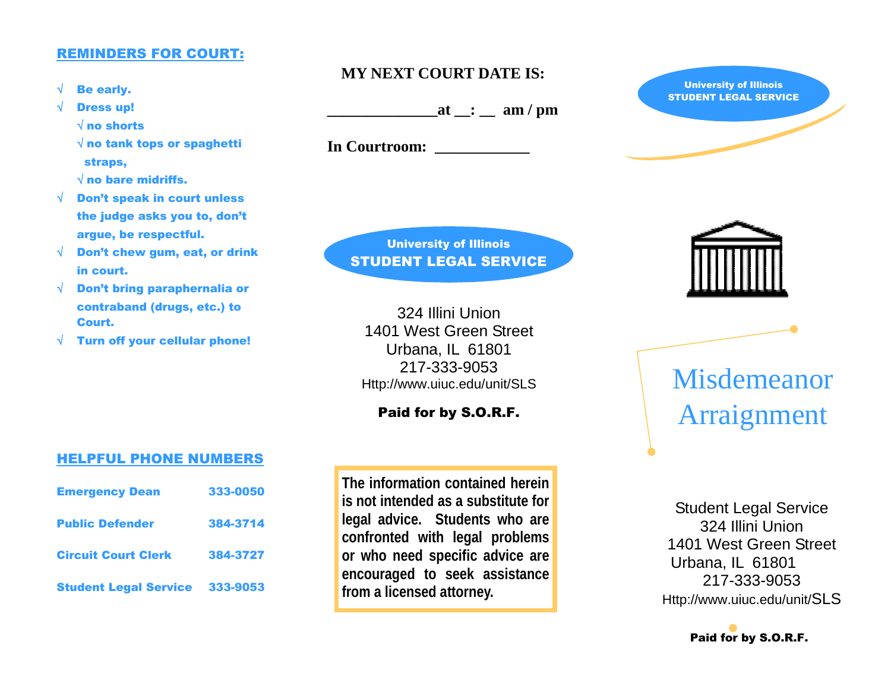## REMINDERS FOR COURT:

- √ **Be early.**
- √ **Dress up!**
  - √ no shorts
  - √ no tank tops or spaghetti straps,
  - √ no bare midriffs.
- √ **Don't speak in court unless the judge asks you to, don't argue, be respectful.**
- √ **Don't chew gum, eat, or drink in court.**
- √ **Don't bring paraphernalia or contraband (drugs, etc.) to Court.**
- √ **Turn off your cellular phone!**

## HELPFUL PHONE NUMBERS

| | |
|---|---|
| Emergency Dean | 333-0050 |
| Public Defender | 384-3714 |
| Circuit Court Clerk | 384-3727 |
| Student Legal Service | 333-9053 |

**MY NEXT COURT DATE IS:**

**______________at __: __ am / pm**

**In Courtroom: ____________**

**University of Illinois**
**STUDENT LEGAL SERVICE**

324 Illini Union
1401 West Green Street
Urbana, IL 61801
217-333-9053
Http://www.uiuc.edu/unit/SLS

**Paid for by S.O.R.F.**

**The information contained herein is not intended as a substitute for legal advice. Students who are confronted with legal problems or who need specific advice are encouraged to seek assistance from a licensed attorney.**

**University of Illinois**
**STUDENT LEGAL SERVICE**

# Misdemeanor Arraignment

Student Legal Service
324 Illini Union
1401 West Green Street
Urbana, IL 61801
217-333-9053
Http://www.uiuc.edu/unit/SLS

**Paid for by S.O.R.F.**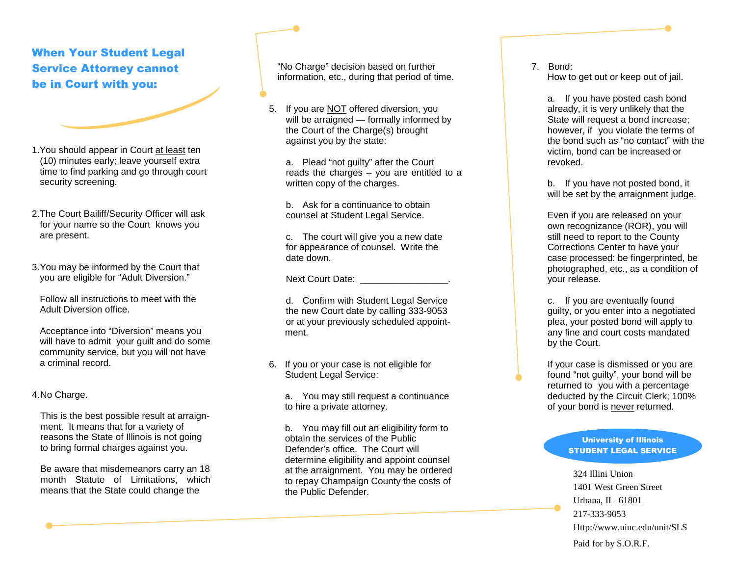## When Your Student Legal Service Attorney cannot be in Court with you:

1. You should appear in Court at least ten (10) minutes early; leave yourself extra time to find parking and go through court security screening.

2. The Court Bailiff/Security Officer will ask for your name so the Court knows you are present.

3. You may be informed by the Court that you are eligible for "Adult Diversion."

   Follow all instructions to meet with the Adult Diversion office.

   Acceptance into "Diversion" means you will have to admit your guilt and do some community service, but you will not have a criminal record.

4. No Charge.

   This is the best possible result at arraignment. It means that for a variety of reasons the State of Illinois is not going to bring formal charges against you.

   Be aware that misdemeanors carry an 18 month Statute of Limitations, which means that the State could change the "No Charge" decision based on further information, etc., during that period of time.

5. If you are NOT offered diversion, you will be arraigned — formally informed by the Court of the Charge(s) brought against you by the state:

   a. Plead "not guilty" after the Court reads the charges – you are entitled to a written copy of the charges.

   b. Ask for a continuance to obtain counsel at Student Legal Service.

   c. The court will give you a new date for appearance of counsel. Write the date down.

   Next Court Date: ________________.

   d. Confirm with Student Legal Service the new Court date by calling 333-9053 or at your previously scheduled appointment.

6. If you or your case is not eligible for Student Legal Service:

   a. You may still request a continuance to hire a private attorney.

   b. You may fill out an eligibility form to obtain the services of the Public Defender's office. The Court will determine eligibility and appoint counsel at the arraignment. You may be ordered to repay Champaign County the costs of the Public Defender.

7. Bond:
   How to get out or keep out of jail.

   a. If you have posted cash bond already, it is very unlikely that the State will request a bond increase; however, if you violate the terms of the bond such as "no contact" with the victim, bond can be increased or revoked.

   b. If you have not posted bond, it will be set by the arraignment judge.

   Even if you are released on your own recognizance (ROR), you will still need to report to the County Corrections Center to have your case processed: be fingerprinted, be photographed, etc., as a condition of your release.

   c. If you are eventually found guilty, or you enter into a negotiated plea, your posted bond will apply to any fine and court costs mandated by the Court.

   If your case is dismissed or you are found "not guilty", your bond will be returned to you with a percentage deducted by the Circuit Clerk; 100% of your bond is never returned.

**University of Illinois**
**STUDENT LEGAL SERVICE**

324 Illini Union
1401 West Green Street
Urbana, IL 61801
217-333-9053
Http://www.uiuc.edu/unit/SLS

Paid for by S.O.R.F.